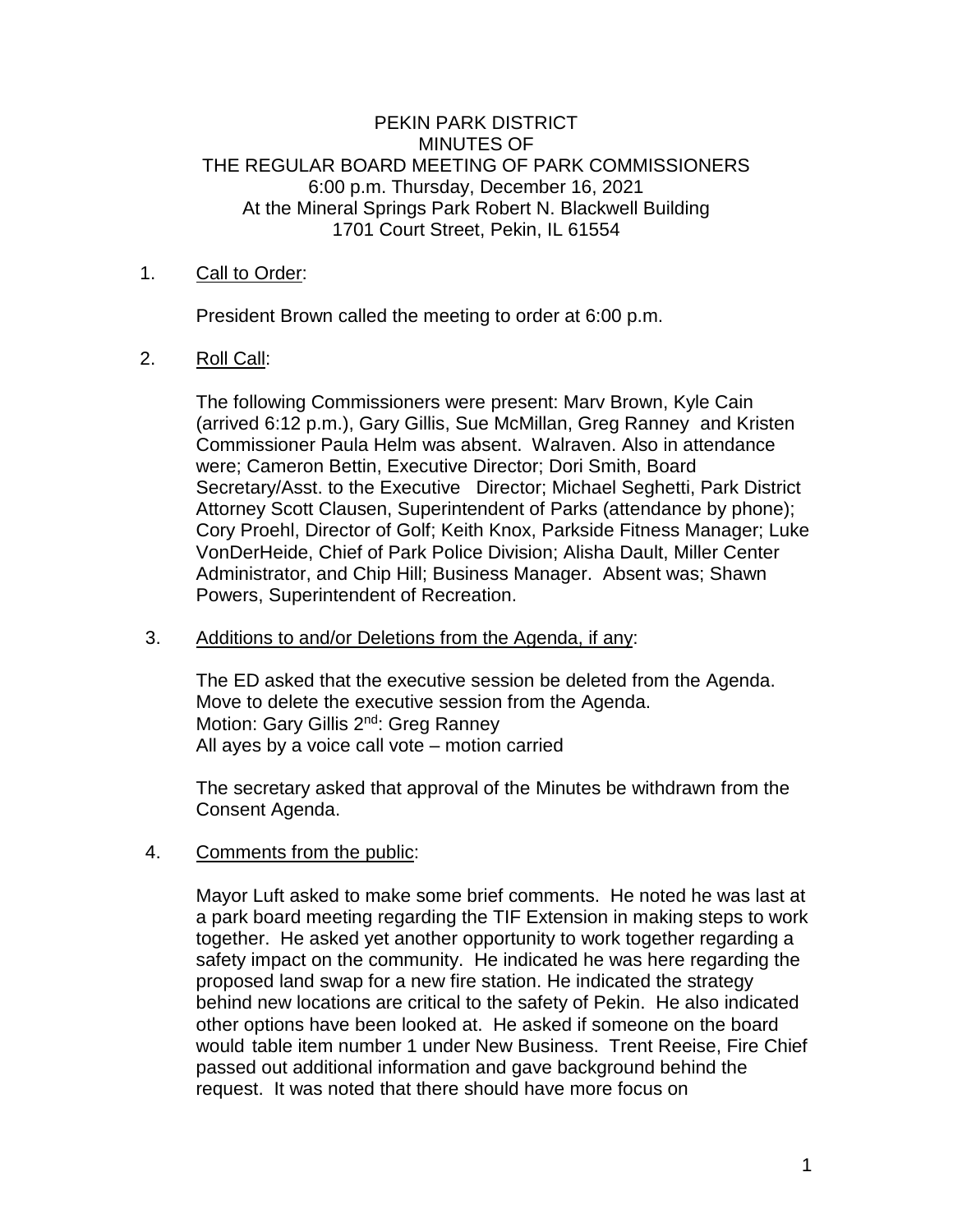PEKIN PARK DISTRICT
MINUTES OF
THE REGULAR BOARD MEETING OF PARK COMMISSIONERS
6:00 p.m. Thursday, December 16, 2021
At the Mineral Springs Park Robert N. Blackwell Building
1701 Court Street, Pekin, IL 61554

1. Call to Order:

   President Brown called the meeting to order at 6:00 p.m.

2. Roll Call:

   The following Commissioners were present: Marv Brown, Kyle Cain (arrived 6:12 p.m.), Gary Gillis, Sue McMillan, Greg Ranney and Kristen Commissioner Paula Helm was absent. Walraven. Also in attendance were; Cameron Bettin, Executive Director; Dori Smith, Board Secretary/Asst. to the Executive Director; Michael Seghetti, Park District Attorney Scott Clausen, Superintendent of Parks (attendance by phone); Cory Proehl, Director of Golf; Keith Knox, Parkside Fitness Manager; Luke VonDerHeide, Chief of Park Police Division; Alisha Dault, Miller Center Administrator, and Chip Hill; Business Manager. Absent was; Shawn Powers, Superintendent of Recreation.

3. Additions to and/or Deletions from the Agenda, if any:

   The ED asked that the executive session be deleted from the Agenda.
   Move to delete the executive session from the Agenda.
   Motion: Gary Gillis 2nd: Greg Ranney
   All ayes by a voice call vote – motion carried

   The secretary asked that approval of the Minutes be withdrawn from the Consent Agenda.

4. Comments from the public:

   Mayor Luft asked to make some brief comments. He noted he was last at a park board meeting regarding the TIF Extension in making steps to work together. He asked yet another opportunity to work together regarding a safety impact on the community. He indicated he was here regarding the proposed land swap for a new fire station. He indicated the strategy behind new locations are critical to the safety of Pekin. He also indicated other options have been looked at. He asked if someone on the board would table item number 1 under New Business. Trent Reeise, Fire Chief passed out additional information and gave background behind the request. It was noted that there should have more focus on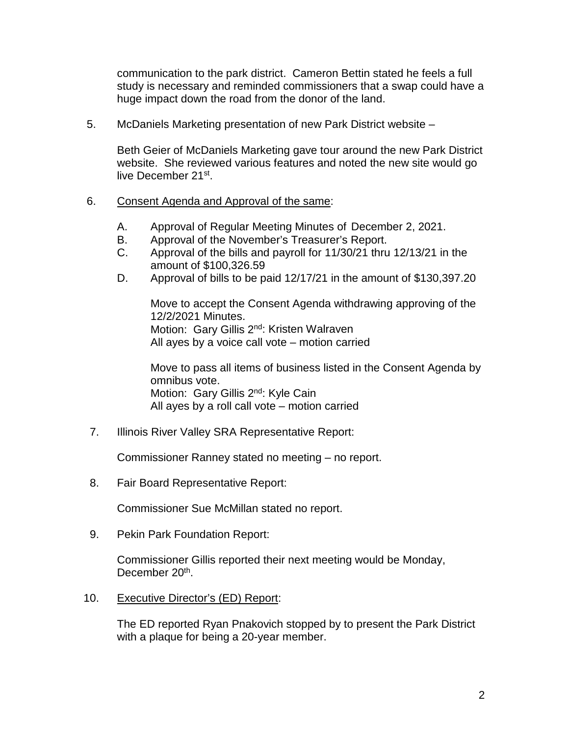communication to the park district. Cameron Bettin stated he feels a full study is necessary and reminded commissioners that a swap could have a huge impact down the road from the donor of the land.

5. McDaniels Marketing presentation of new Park District website –

   Beth Geier of McDaniels Marketing gave tour around the new Park District website. She reviewed various features and noted the new site would go live December 21st.

6. Consent Agenda and Approval of the same:

   A. Approval of Regular Meeting Minutes of December 2, 2021.
   B. Approval of the November's Treasurer's Report.
   C. Approval of the bills and payroll for 11/30/21 thru 12/13/21 in the amount of $100,326.59
   D. Approval of bills to be paid 12/17/21 in the amount of $130,397.20

      Move to accept the Consent Agenda withdrawing approving of the 12/2/2021 Minutes.
      Motion: Gary Gillis 2nd: Kristen Walraven
      All ayes by a voice call vote – motion carried

      Move to pass all items of business listed in the Consent Agenda by omnibus vote.
      Motion: Gary Gillis 2nd: Kyle Cain
      All ayes by a roll call vote – motion carried

7. Illinois River Valley SRA Representative Report:

   Commissioner Ranney stated no meeting – no report.

8. Fair Board Representative Report:

   Commissioner Sue McMillan stated no report.

9. Pekin Park Foundation Report:

   Commissioner Gillis reported their next meeting would be Monday, December 20th.

10. Executive Director's (ED) Report:

    The ED reported Ryan Pnakovich stopped by to present the Park District with a plaque for being a 20-year member.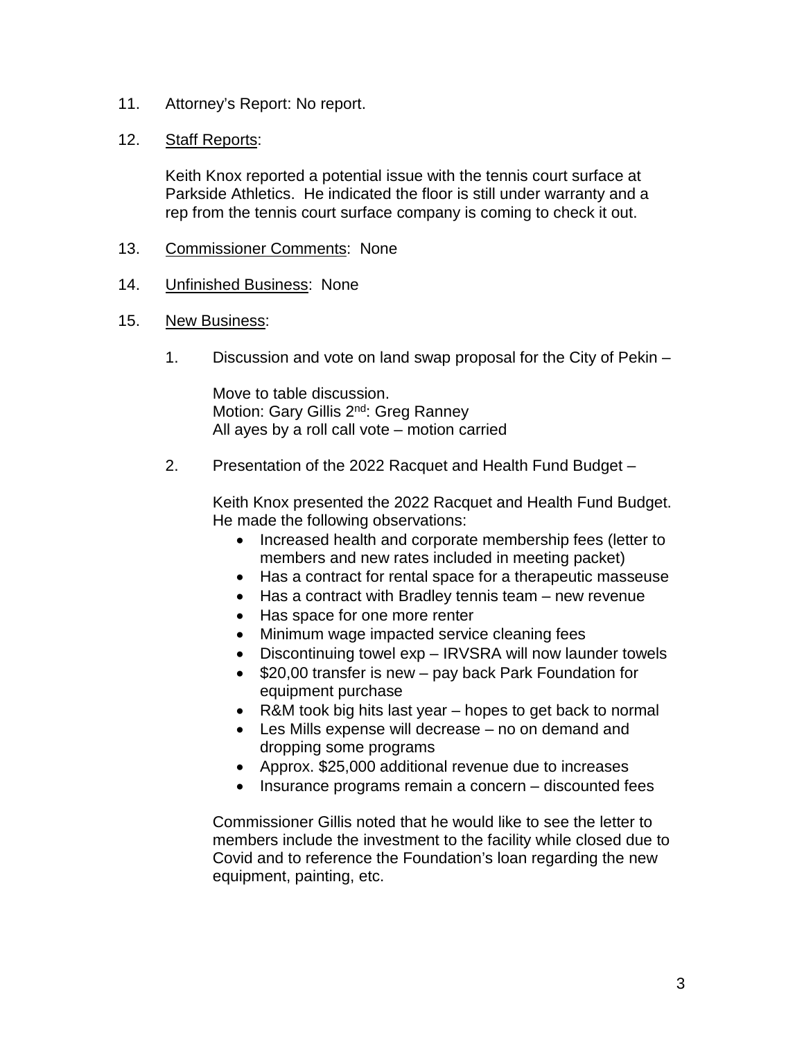11. Attorney's Report: No report.

12. <u>Staff Reports</u>:

    Keith Knox reported a potential issue with the tennis court surface at Parkside Athletics. He indicated the floor is still under warranty and a rep from the tennis court surface company is coming to check it out.

13. <u>Commissioner Comments</u>: None

14. <u>Unfinished Business</u>: None

15. <u>New Business</u>:

    1. Discussion and vote on land swap proposal for the City of Pekin –

       Move to table discussion.
       Motion: Gary Gillis 2nd: Greg Ranney
       All ayes by a roll call vote – motion carried

    2. Presentation of the 2022 Racquet and Health Fund Budget –

       Keith Knox presented the 2022 Racquet and Health Fund Budget. He made the following observations:

       - Increased health and corporate membership fees (letter to members and new rates included in meeting packet)
       - Has a contract for rental space for a therapeutic masseuse
       - Has a contract with Bradley tennis team – new revenue
       - Has space for one more renter
       - Minimum wage impacted service cleaning fees
       - Discontinuing towel exp – IRVSRA will now launder towels
       - $20,00 transfer is new – pay back Park Foundation for equipment purchase
       - R&M took big hits last year – hopes to get back to normal
       - Les Mills expense will decrease – no on demand and dropping some programs
       - Approx. $25,000 additional revenue due to increases
       - Insurance programs remain a concern – discounted fees

       Commissioner Gillis noted that he would like to see the letter to members include the investment to the facility while closed due to Covid and to reference the Foundation's loan regarding the new equipment, painting, etc.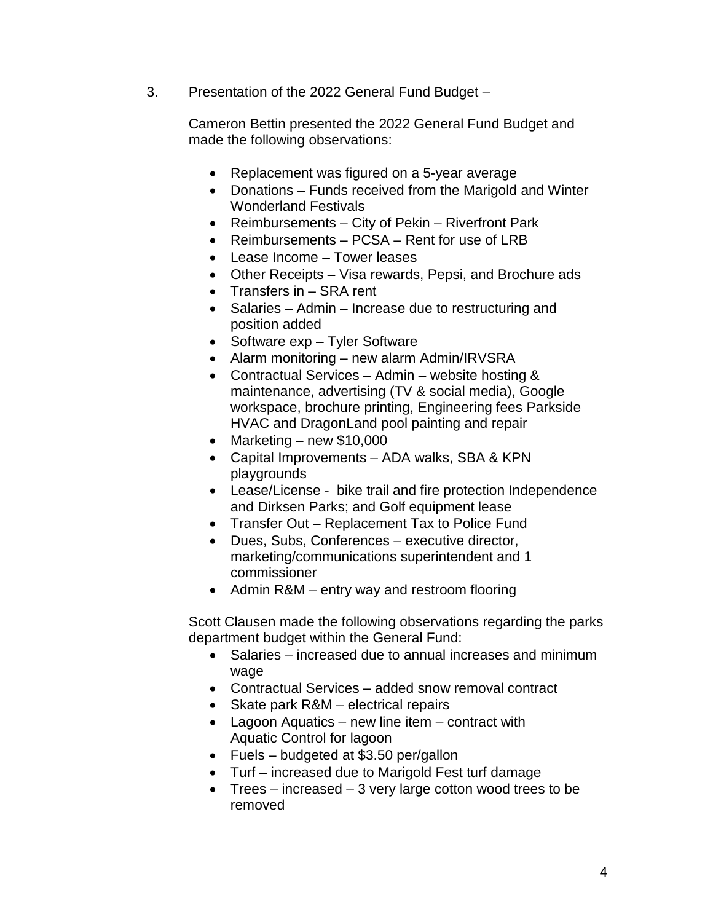3. Presentation of the 2022 General Fund Budget –

Cameron Bettin presented the 2022 General Fund Budget and made the following observations:

- Replacement was figured on a 5-year average
- Donations – Funds received from the Marigold and Winter Wonderland Festivals
- Reimbursements – City of Pekin – Riverfront Park
- Reimbursements – PCSA – Rent for use of LRB
- Lease Income – Tower leases
- Other Receipts – Visa rewards, Pepsi, and Brochure ads
- Transfers in – SRA rent
- Salaries – Admin – Increase due to restructuring and position added
- Software exp – Tyler Software
- Alarm monitoring – new alarm Admin/IRVSRA
- Contractual Services – Admin – website hosting & maintenance, advertising (TV & social media), Google workspace, brochure printing, Engineering fees Parkside HVAC and DragonLand pool painting and repair
- Marketing – new $10,000
- Capital Improvements – ADA walks, SBA & KPN playgrounds
- Lease/License - bike trail and fire protection Independence and Dirksen Parks; and Golf equipment lease
- Transfer Out – Replacement Tax to Police Fund
- Dues, Subs, Conferences – executive director, marketing/communications superintendent and 1 commissioner
- Admin R&M – entry way and restroom flooring

Scott Clausen made the following observations regarding the parks department budget within the General Fund:

- Salaries – increased due to annual increases and minimum wage
- Contractual Services – added snow removal contract
- Skate park R&M – electrical repairs
- Lagoon Aquatics – new line item – contract with Aquatic Control for lagoon
- Fuels – budgeted at $3.50 per/gallon
- Turf – increased due to Marigold Fest turf damage
- Trees – increased – 3 very large cotton wood trees to be removed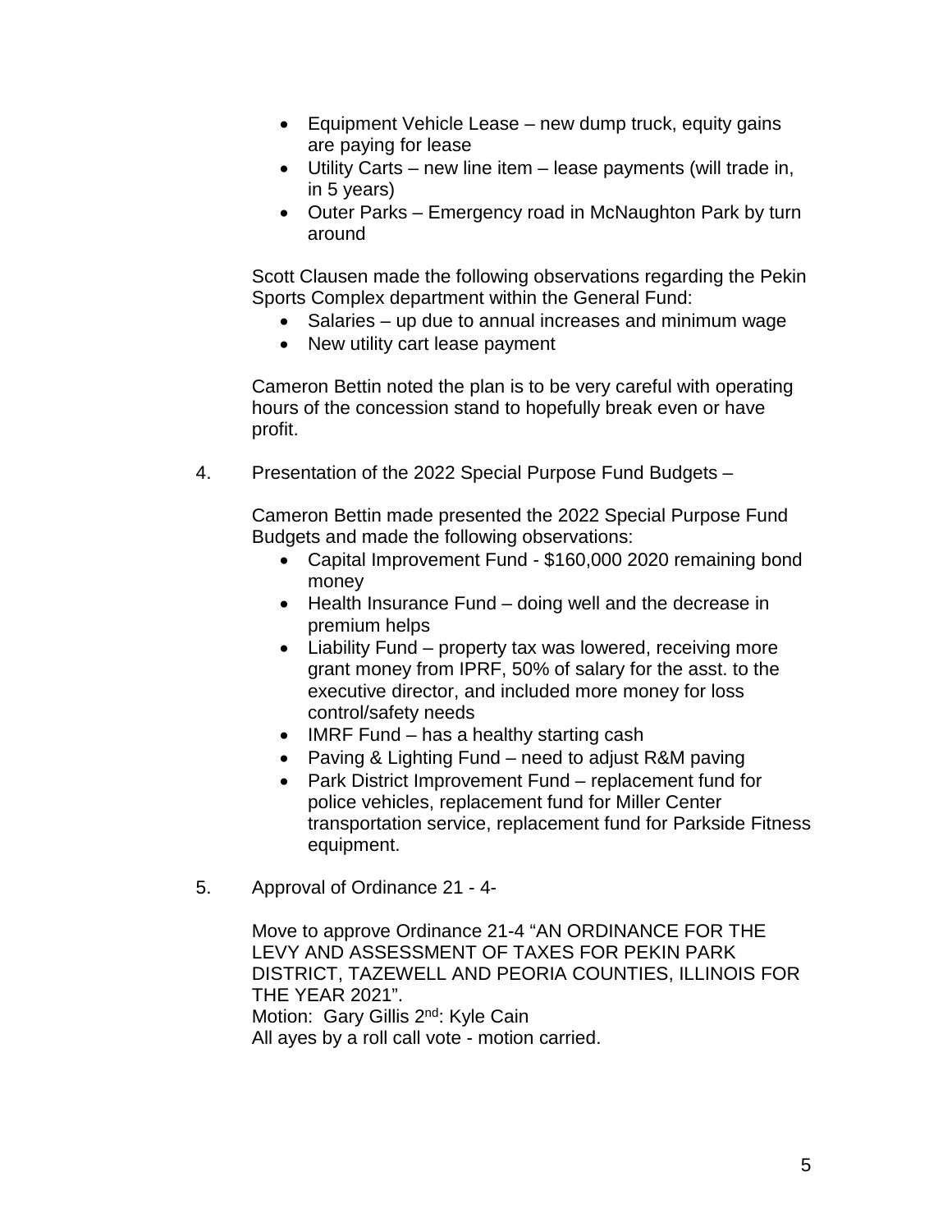- Equipment Vehicle Lease – new dump truck, equity gains are paying for lease
- Utility Carts – new line item – lease payments (will trade in, in 5 years)
- Outer Parks – Emergency road in McNaughton Park by turn around

Scott Clausen made the following observations regarding the Pekin Sports Complex department within the General Fund:

- Salaries – up due to annual increases and minimum wage
- New utility cart lease payment

Cameron Bettin noted the plan is to be very careful with operating hours of the concession stand to hopefully break even or have profit.

4. Presentation of the 2022 Special Purpose Fund Budgets –

   Cameron Bettin made presented the 2022 Special Purpose Fund Budgets and made the following observations:

   - Capital Improvement Fund - $160,000 2020 remaining bond money
   - Health Insurance Fund – doing well and the decrease in premium helps
   - Liability Fund – property tax was lowered, receiving more grant money from IPRF, 50% of salary for the asst. to the executive director, and included more money for loss control/safety needs
   - IMRF Fund – has a healthy starting cash
   - Paving & Lighting Fund – need to adjust R&M paving
   - Park District Improvement Fund – replacement fund for police vehicles, replacement fund for Miller Center transportation service, replacement fund for Parkside Fitness equipment.

5. Approval of Ordinance 21 - 4-

   Move to approve Ordinance 21-4 "AN ORDINANCE FOR THE LEVY AND ASSESSMENT OF TAXES FOR PEKIN PARK DISTRICT, TAZEWELL AND PEORIA COUNTIES, ILLINOIS FOR THE YEAR 2021".
   Motion: Gary Gillis 2nd: Kyle Cain
   All ayes by a roll call vote - motion carried.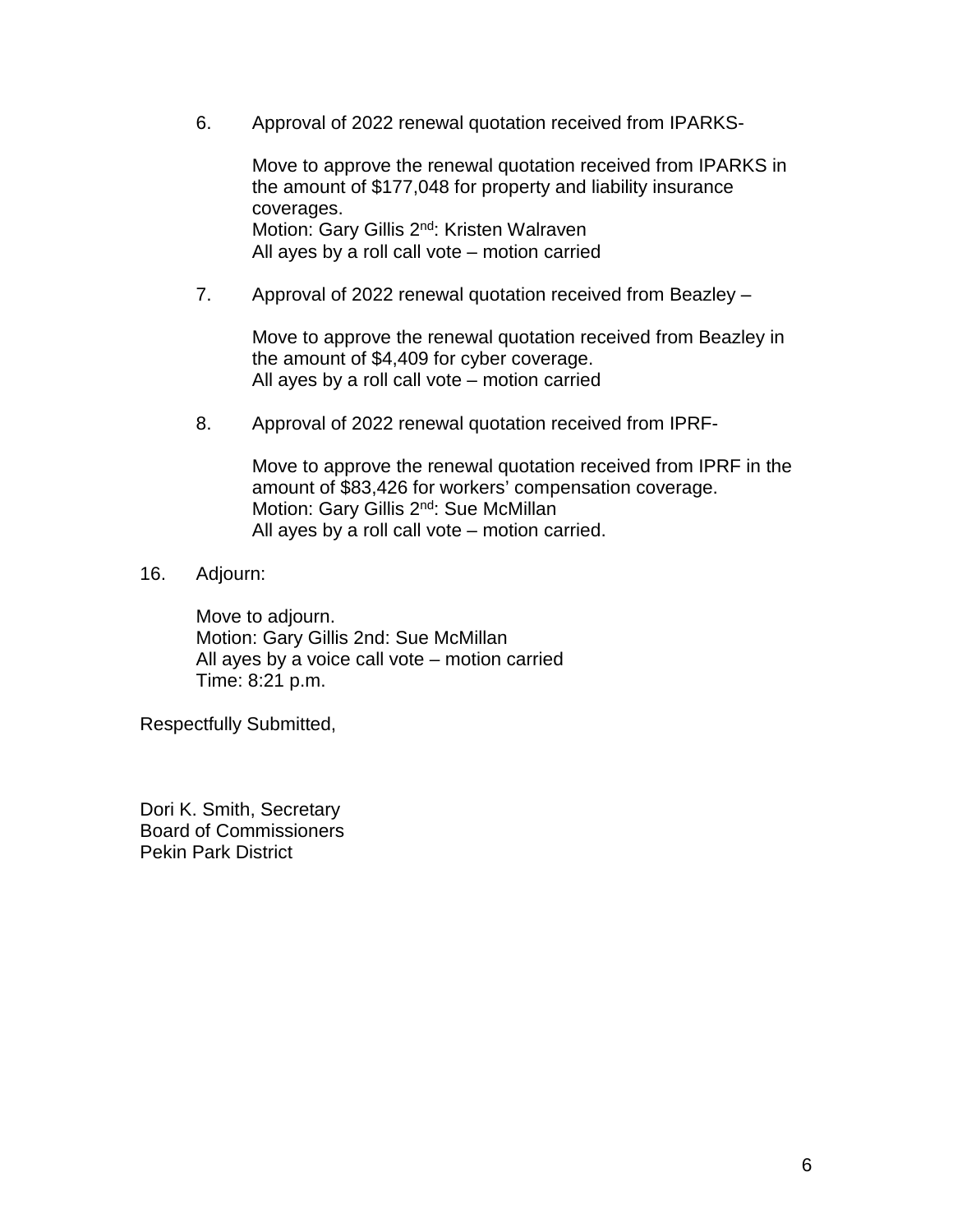6. Approval of 2022 renewal quotation received from IPARKS-

   Move to approve the renewal quotation received from IPARKS in the amount of $177,048 for property and liability insurance coverages.
   Motion: Gary Gillis 2nd: Kristen Walraven
   All ayes by a roll call vote – motion carried

7. Approval of 2022 renewal quotation received from Beazley –

   Move to approve the renewal quotation received from Beazley in the amount of $4,409 for cyber coverage.
   All ayes by a roll call vote – motion carried

8. Approval of 2022 renewal quotation received from IPRF-

   Move to approve the renewal quotation received from IPRF in the amount of $83,426 for workers' compensation coverage.
   Motion: Gary Gillis 2nd: Sue McMillan
   All ayes by a roll call vote – motion carried.

16. Adjourn:

    Move to adjourn.
    Motion: Gary Gillis 2nd: Sue McMillan
    All ayes by a voice call vote – motion carried
    Time: 8:21 p.m.

Respectfully Submitted,

Dori K. Smith, Secretary
Board of Commissioners
Pekin Park District